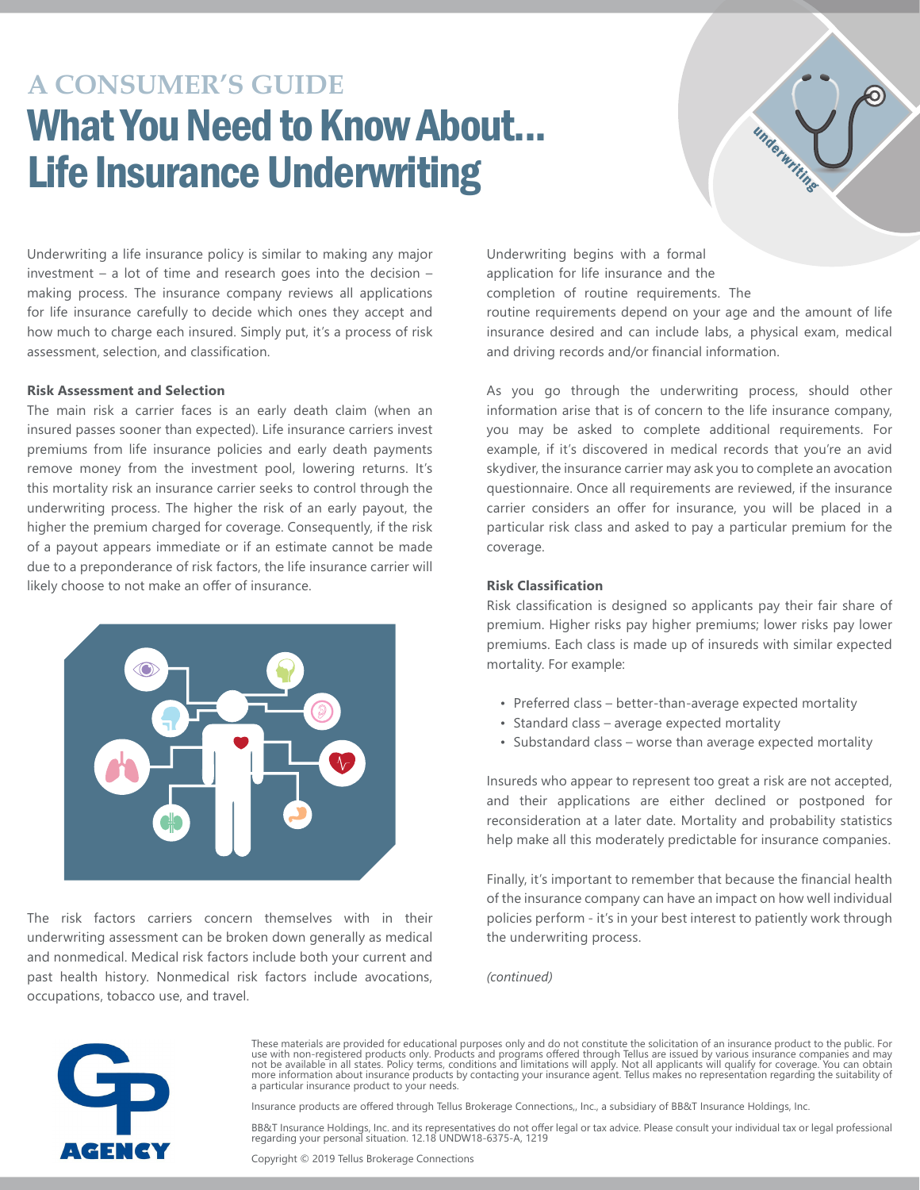## A CONSUMER'S GUIDE

# What You Need to Know About... Life Insurance Underwriting

Underwriting a life insurance policy is similar to making any major investment – a lot of time and research goes into the decision – making process. The insurance company reviews all applications for life insurance carefully to decide which ones they accept and how much to charge each insured. Simply put, it's a process of risk assessment, selection, and classification.

**Risk Assessment and Selection**

The main risk a carrier faces is an early death claim (when an insured passes sooner than expected). Life insurance carriers invest premiums from life insurance policies and early death payments remove money from the investment pool, lowering returns. It's this mortality risk an insurance carrier seeks to control through the underwriting process. The higher the risk of an early payout, the higher the premium charged for coverage. Consequently, if the risk of a payout appears immediate or if an estimate cannot be made due to a preponderance of risk factors, the life insurance carrier will likely choose to not make an offer of insurance.

The risk factors carriers concern themselves with in their underwriting assessment can be broken down generally as medical and nonmedical. Medical risk factors include both your current and past health history. Nonmedical risk factors include avocations, occupations, tobacco use, and travel.

Underwriting begins with a formal application for life insurance and the completion of routine requirements. The routine requirements depend on your age and the amount of life insurance desired and can include labs, a physical exam, medical and driving records and/or financial information.

As you go through the underwriting process, should other information arise that is of concern to the life insurance company, you may be asked to complete additional requirements. For example, if it's discovered in medical records that you're an avid skydiver, the insurance carrier may ask you to complete an avocation questionnaire. Once all requirements are reviewed, if the insurance carrier considers an offer for insurance, you will be placed in a particular risk class and asked to pay a particular premium for the coverage.

**Risk Classification**

Risk classification is designed so applicants pay their fair share of premium. Higher risks pay higher premiums; lower risks pay lower premiums. Each class is made up of insureds with similar expected mortality. For example:

- Preferred class – better-than-average expected mortality
- Standard class – average expected mortality
- Substandard class – worse than average expected mortality

Insureds who appear to represent too great a risk are not accepted, and their applications are either declined or postponed for reconsideration at a later date. Mortality and probability statistics help make all this moderately predictable for insurance companies.

Finally, it's important to remember that because the financial health of the insurance company can have an impact on how well individual policies perform - it's in your best interest to patiently work through the underwriting process.

*(continued)*

These materials are provided for educational purposes only and do not constitute the solicitation of an insurance product to the public. For use with non-registered products only. Products and programs offered through Tellus are issued by various insurance companies and may not be available in all states. Policy terms, conditions and limitations will apply. Not all applicants will qualify for coverage. You can obtain more information about insurance products by contacting your insurance agent. Tellus makes no representation regarding the suitability of a particular insurance product to your needs.

Insurance products are offered through Tellus Brokerage Connections,, Inc., a subsidiary of BB&T Insurance Holdings, Inc.

BB&T Insurance Holdings, Inc. and its representatives do not offer legal or tax advice. Please consult your individual tax or legal professional regarding your personal situation. 12.18 UNDW18-6375-A, 1219

Copyright © 2019 Tellus Brokerage Connections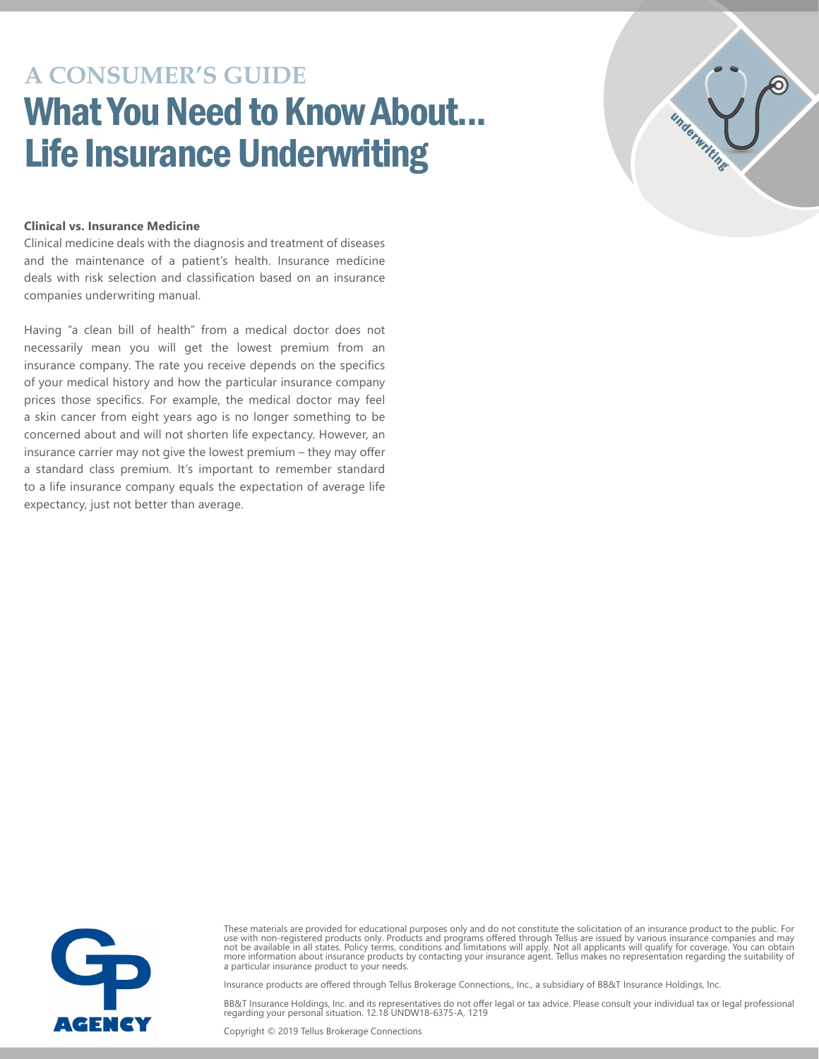# A CONSUMER'S GUIDE

# What You Need to Know About... Life Insurance Underwriting

**Clinical vs. Insurance Medicine**

Clinical medicine deals with the diagnosis and treatment of diseases and the maintenance of a patient's health. Insurance medicine deals with risk selection and classification based on an insurance companies underwriting manual.

Having "a clean bill of health" from a medical doctor does not necessarily mean you will get the lowest premium from an insurance company. The rate you receive depends on the specifics of your medical history and how the particular insurance company prices those specifics. For example, the medical doctor may feel a skin cancer from eight years ago is no longer something to be concerned about and will not shorten life expectancy. However, an insurance carrier may not give the lowest premium – they may offer a standard class premium. It's important to remember standard to a life insurance company equals the expectation of average life expectancy, just not better than average.

These materials are provided for educational purposes only and do not constitute the solicitation of an insurance product to the public. For use with non-registered products only. Products and programs offered through Tellus are issued by various insurance companies and may not be available in all states. Policy terms, conditions and limitations will apply. Not all applicants will qualify for coverage. You can obtain more information about insurance products by contacting your insurance agent. Tellus makes no representation regarding the suitability of a particular insurance product to your needs.

Insurance products are offered through Tellus Brokerage Connections,, Inc., a subsidiary of BB&T Insurance Holdings, Inc.

BB&T Insurance Holdings, Inc. and its representatives do not offer legal or tax advice. Please consult your individual tax or legal professional regarding your personal situation. 12.18 UNDW18-6375-A, 1219

Copyright © 2019 Tellus Brokerage Connections